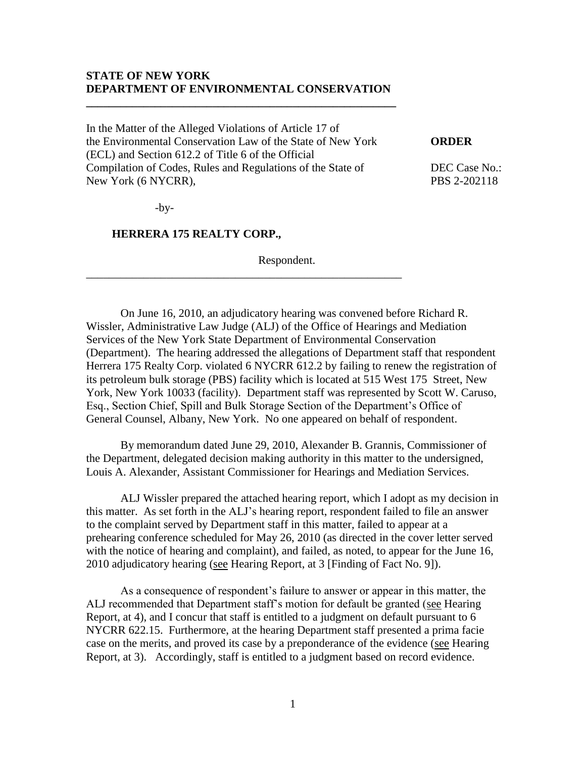**STATE OF NEW YORK**
**DEPARTMENT OF ENVIRONMENTAL CONSERVATION**

---

In the Matter of the Alleged Violations of Article 17 of the Environmental Conservation Law of the State of New York (ECL) and Section 612.2 of Title 6 of the Official Compilation of Codes, Rules and Regulations of the State of New York (6 NYCRR),

-by-

**HERRERA 175 REALTY CORP.,**

Respondent.

**ORDER**

DEC Case No.: PBS 2-202118

---

On June 16, 2010, an adjudicatory hearing was convened before Richard R. Wissler, Administrative Law Judge (ALJ) of the Office of Hearings and Mediation Services of the New York State Department of Environmental Conservation (Department). The hearing addressed the allegations of Department staff that respondent Herrera 175 Realty Corp. violated 6 NYCRR 612.2 by failing to renew the registration of its petroleum bulk storage (PBS) facility which is located at 515 West 175 Street, New York, New York 10033 (facility). Department staff was represented by Scott W. Caruso, Esq., Section Chief, Spill and Bulk Storage Section of the Department's Office of General Counsel, Albany, New York. No one appeared on behalf of respondent.

By memorandum dated June 29, 2010, Alexander B. Grannis, Commissioner of the Department, delegated decision making authority in this matter to the undersigned, Louis A. Alexander, Assistant Commissioner for Hearings and Mediation Services.

ALJ Wissler prepared the attached hearing report, which I adopt as my decision in this matter. As set forth in the ALJ's hearing report, respondent failed to file an answer to the complaint served by Department staff in this matter, failed to appear at a prehearing conference scheduled for May 26, 2010 (as directed in the cover letter served with the notice of hearing and complaint), and failed, as noted, to appear for the June 16, 2010 adjudicatory hearing (see Hearing Report, at 3 [Finding of Fact No. 9]).

As a consequence of respondent's failure to answer or appear in this matter, the ALJ recommended that Department staff's motion for default be granted (see Hearing Report, at 4), and I concur that staff is entitled to a judgment on default pursuant to 6 NYCRR 622.15. Furthermore, at the hearing Department staff presented a prima facie case on the merits, and proved its case by a preponderance of the evidence (see Hearing Report, at 3). Accordingly, staff is entitled to a judgment based on record evidence.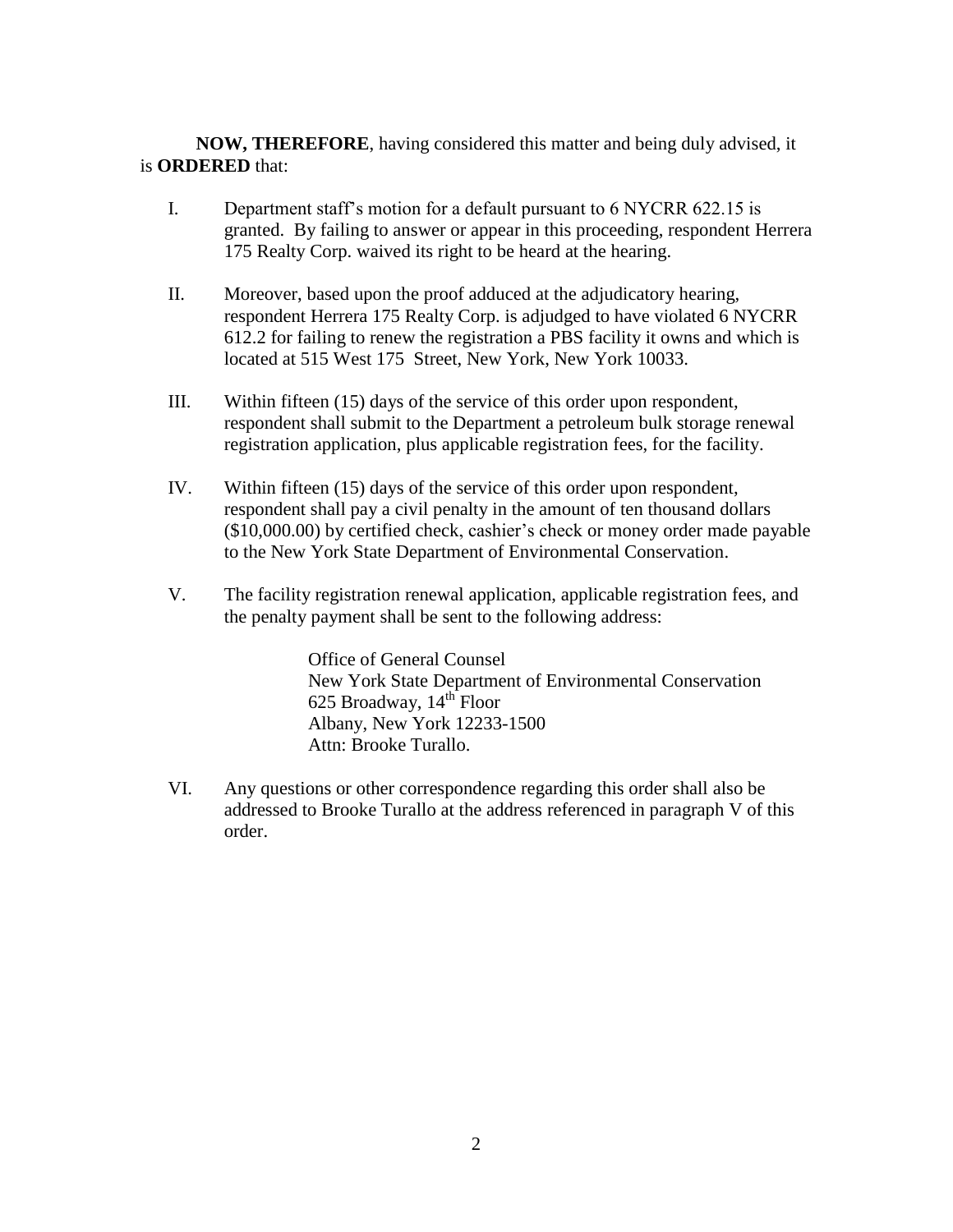**NOW, THEREFORE**, having considered this matter and being duly advised, it is **ORDERED** that:

I. Department staff's motion for a default pursuant to 6 NYCRR 622.15 is granted. By failing to answer or appear in this proceeding, respondent Herrera 175 Realty Corp. waived its right to be heard at the hearing.

II. Moreover, based upon the proof adduced at the adjudicatory hearing, respondent Herrera 175 Realty Corp. is adjudged to have violated 6 NYCRR 612.2 for failing to renew the registration a PBS facility it owns and which is located at 515 West 175 Street, New York, New York 10033.

III. Within fifteen (15) days of the service of this order upon respondent, respondent shall submit to the Department a petroleum bulk storage renewal registration application, plus applicable registration fees, for the facility.

IV. Within fifteen (15) days of the service of this order upon respondent, respondent shall pay a civil penalty in the amount of ten thousand dollars ($10,000.00) by certified check, cashier's check or money order made payable to the New York State Department of Environmental Conservation.

V. The facility registration renewal application, applicable registration fees, and the penalty payment shall be sent to the following address:

    Office of General Counsel
    New York State Department of Environmental Conservation
    625 Broadway, 14th Floor
    Albany, New York 12233-1500
    Attn: Brooke Turallo.

VI. Any questions or other correspondence regarding this order shall also be addressed to Brooke Turallo at the address referenced in paragraph V of this order.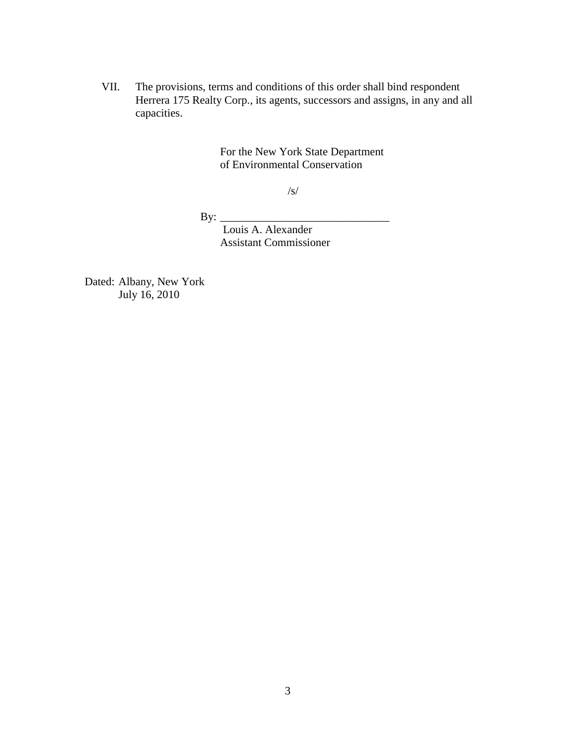VII. The provisions, terms and conditions of this order shall bind respondent Herrera 175 Realty Corp., its agents, successors and assigns, in any and all capacities.

For the New York State Department of Environmental Conservation

/s/

By: ______________________________
Louis A. Alexander
Assistant Commissioner

Dated: Albany, New York
July 16, 2010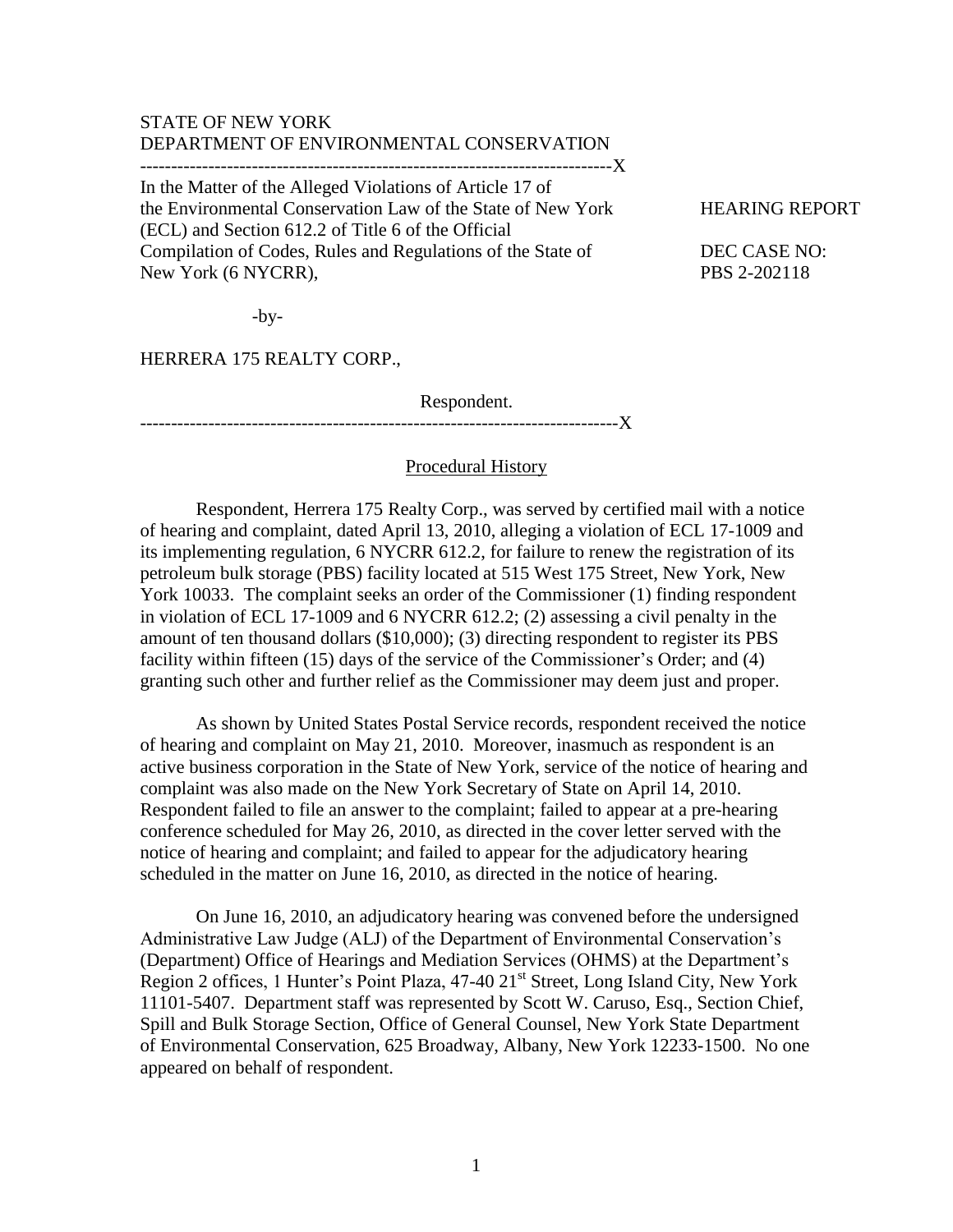STATE OF NEW YORK
DEPARTMENT OF ENVIRONMENTAL CONSERVATION

---

In the Matter of the Alleged Violations of Article 17 of the Environmental Conservation Law of the State of New York (ECL) and Section 612.2 of Title 6 of the Official Compilation of Codes, Rules and Regulations of the State of New York (6 NYCRR),

-by-

HERRERA 175 REALTY CORP.,

Respondent.

HEARING REPORT

DEC CASE NO: PBS 2-202118

---

## Procedural History

Respondent, Herrera 175 Realty Corp., was served by certified mail with a notice of hearing and complaint, dated April 13, 2010, alleging a violation of ECL 17-1009 and its implementing regulation, 6 NYCRR 612.2, for failure to renew the registration of its petroleum bulk storage (PBS) facility located at 515 West 175 Street, New York, New York 10033. The complaint seeks an order of the Commissioner (1) finding respondent in violation of ECL 17-1009 and 6 NYCRR 612.2; (2) assessing a civil penalty in the amount of ten thousand dollars ($10,000); (3) directing respondent to register its PBS facility within fifteen (15) days of the service of the Commissioner's Order; and (4) granting such other and further relief as the Commissioner may deem just and proper.

As shown by United States Postal Service records, respondent received the notice of hearing and complaint on May 21, 2010. Moreover, inasmuch as respondent is an active business corporation in the State of New York, service of the notice of hearing and complaint was also made on the New York Secretary of State on April 14, 2010. Respondent failed to file an answer to the complaint; failed to appear at a pre-hearing conference scheduled for May 26, 2010, as directed in the cover letter served with the notice of hearing and complaint; and failed to appear for the adjudicatory hearing scheduled in the matter on June 16, 2010, as directed in the notice of hearing.

On June 16, 2010, an adjudicatory hearing was convened before the undersigned Administrative Law Judge (ALJ) of the Department of Environmental Conservation's (Department) Office of Hearings and Mediation Services (OHMS) at the Department's Region 2 offices, 1 Hunter's Point Plaza, 47-40 21st Street, Long Island City, New York 11101-5407. Department staff was represented by Scott W. Caruso, Esq., Section Chief, Spill and Bulk Storage Section, Office of General Counsel, New York State Department of Environmental Conservation, 625 Broadway, Albany, New York 12233-1500. No one appeared on behalf of respondent.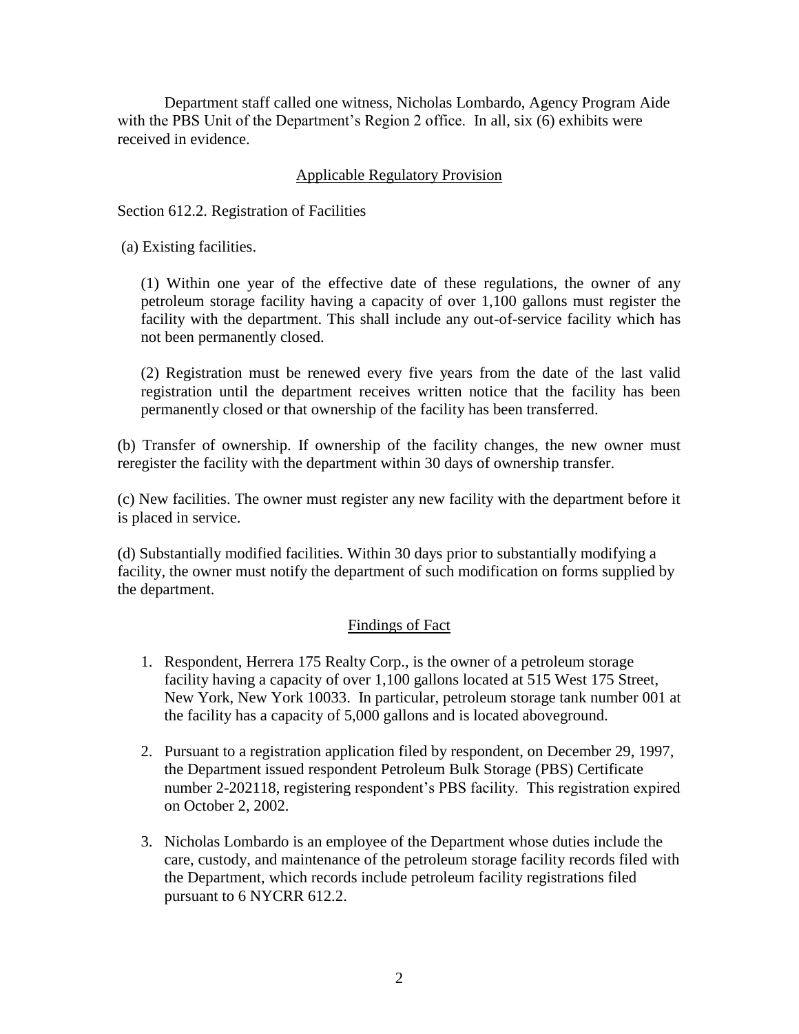Department staff called one witness, Nicholas Lombardo, Agency Program Aide with the PBS Unit of the Department's Region 2 office. In all, six (6) exhibits were received in evidence.

## Applicable Regulatory Provision

Section 612.2. Registration of Facilities

(a) Existing facilities.

(1) Within one year of the effective date of these regulations, the owner of any petroleum storage facility having a capacity of over 1,100 gallons must register the facility with the department. This shall include any out-of-service facility which has not been permanently closed.

(2) Registration must be renewed every five years from the date of the last valid registration until the department receives written notice that the facility has been permanently closed or that ownership of the facility has been transferred.

(b) Transfer of ownership. If ownership of the facility changes, the new owner must reregister the facility with the department within 30 days of ownership transfer.

(c) New facilities. The owner must register any new facility with the department before it is placed in service.

(d) Substantially modified facilities. Within 30 days prior to substantially modifying a facility, the owner must notify the department of such modification on forms supplied by the department.

## Findings of Fact

1. Respondent, Herrera 175 Realty Corp., is the owner of a petroleum storage facility having a capacity of over 1,100 gallons located at 515 West 175 Street, New York, New York 10033. In particular, petroleum storage tank number 001 at the facility has a capacity of 5,000 gallons and is located aboveground.

2. Pursuant to a registration application filed by respondent, on December 29, 1997, the Department issued respondent Petroleum Bulk Storage (PBS) Certificate number 2-202118, registering respondent's PBS facility. This registration expired on October 2, 2002.

3. Nicholas Lombardo is an employee of the Department whose duties include the care, custody, and maintenance of the petroleum storage facility records filed with the Department, which records include petroleum facility registrations filed pursuant to 6 NYCRR 612.2.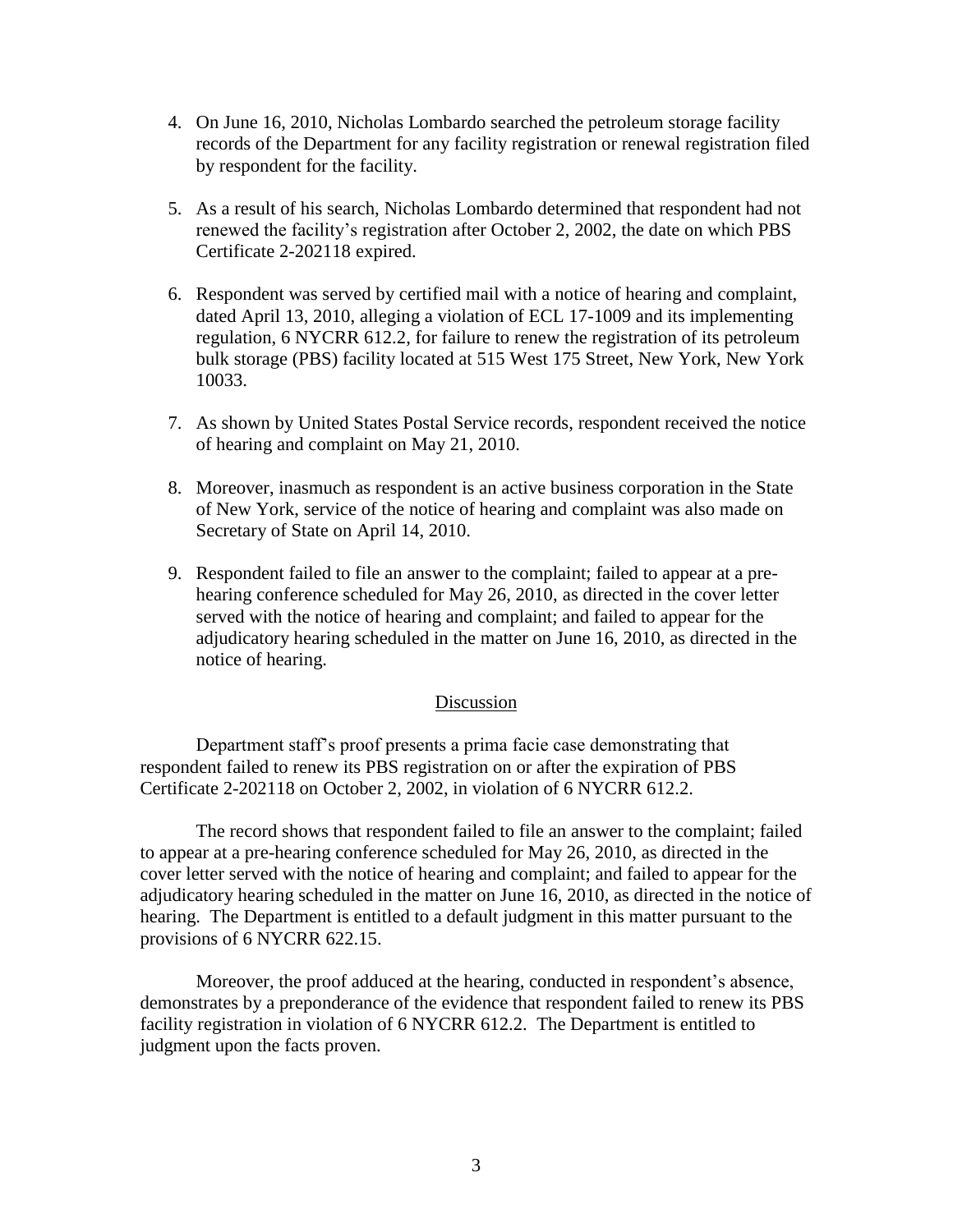4. On June 16, 2010, Nicholas Lombardo searched the petroleum storage facility records of the Department for any facility registration or renewal registration filed by respondent for the facility.

5. As a result of his search, Nicholas Lombardo determined that respondent had not renewed the facility's registration after October 2, 2002, the date on which PBS Certificate 2-202118 expired.

6. Respondent was served by certified mail with a notice of hearing and complaint, dated April 13, 2010, alleging a violation of ECL 17-1009 and its implementing regulation, 6 NYCRR 612.2, for failure to renew the registration of its petroleum bulk storage (PBS) facility located at 515 West 175 Street, New York, New York 10033.

7. As shown by United States Postal Service records, respondent received the notice of hearing and complaint on May 21, 2010.

8. Moreover, inasmuch as respondent is an active business corporation in the State of New York, service of the notice of hearing and complaint was also made on Secretary of State on April 14, 2010.

9. Respondent failed to file an answer to the complaint; failed to appear at a pre-hearing conference scheduled for May 26, 2010, as directed in the cover letter served with the notice of hearing and complaint; and failed to appear for the adjudicatory hearing scheduled in the matter on June 16, 2010, as directed in the notice of hearing.

## Discussion

Department staff's proof presents a prima facie case demonstrating that respondent failed to renew its PBS registration on or after the expiration of PBS Certificate 2-202118 on October 2, 2002, in violation of 6 NYCRR 612.2.

The record shows that respondent failed to file an answer to the complaint; failed to appear at a pre-hearing conference scheduled for May 26, 2010, as directed in the cover letter served with the notice of hearing and complaint; and failed to appear for the adjudicatory hearing scheduled in the matter on June 16, 2010, as directed in the notice of hearing. The Department is entitled to a default judgment in this matter pursuant to the provisions of 6 NYCRR 622.15.

Moreover, the proof adduced at the hearing, conducted in respondent's absence, demonstrates by a preponderance of the evidence that respondent failed to renew its PBS facility registration in violation of 6 NYCRR 612.2. The Department is entitled to judgment upon the facts proven.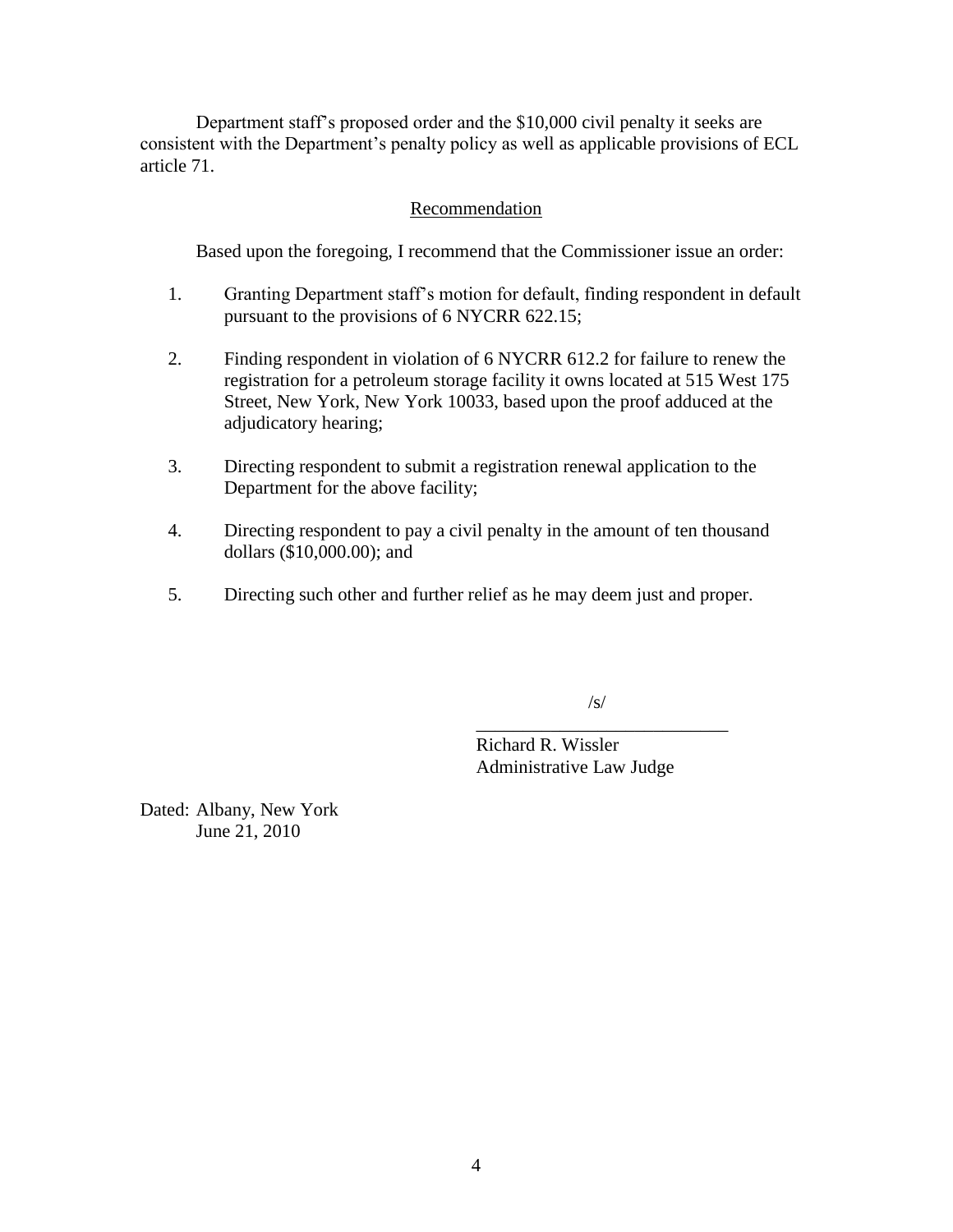Department staff's proposed order and the $10,000 civil penalty it seeks are consistent with the Department's penalty policy as well as applicable provisions of ECL article 71.

## Recommendation

Based upon the foregoing, I recommend that the Commissioner issue an order:

1. Granting Department staff's motion for default, finding respondent in default pursuant to the provisions of 6 NYCRR 622.15;

2. Finding respondent in violation of 6 NYCRR 612.2 for failure to renew the registration for a petroleum storage facility it owns located at 515 West 175 Street, New York, New York 10033, based upon the proof adduced at the adjudicatory hearing;

3. Directing respondent to submit a registration renewal application to the Department for the above facility;

4. Directing respondent to pay a civil penalty in the amount of ten thousand dollars ($10,000.00); and

5. Directing such other and further relief as he may deem just and proper.

/s/
\_\_\_\_\_\_\_\_\_\_\_\_\_\_\_\_\_\_\_\_\_\_\_\_\_\_\_\_
Richard R. Wissler
Administrative Law Judge

Dated: Albany, New York
June 21, 2010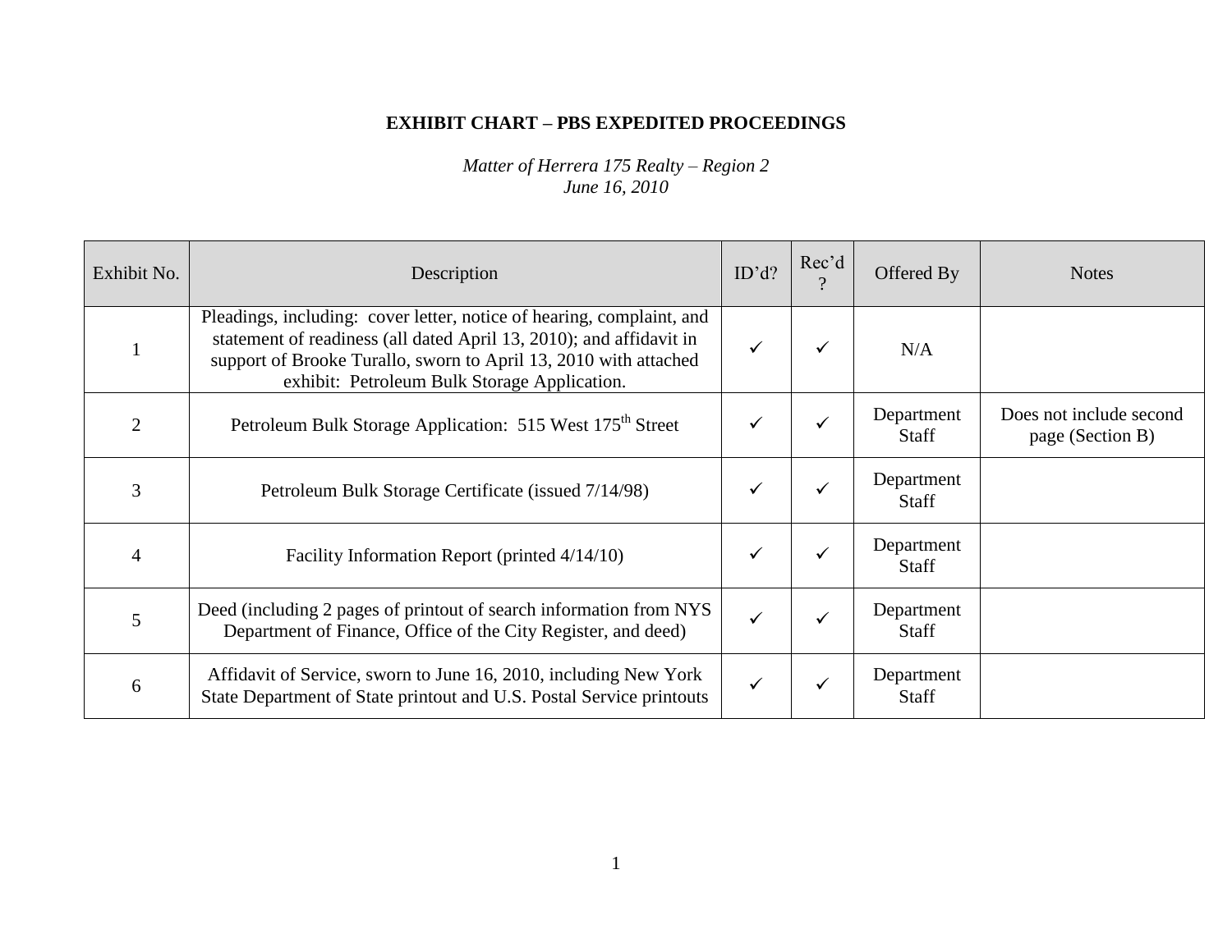**EXHIBIT CHART – PBS EXPEDITED PROCEEDINGS**

*Matter of Herrera 175 Realty – Region 2*
*June 16, 2010*

| Exhibit No. | Description | ID'd? | Rec'd ? | Offered By | Notes |
|---|---|---|---|---|---|
| 1 | Pleadings, including: cover letter, notice of hearing, complaint, and statement of readiness (all dated April 13, 2010); and affidavit in support of Brooke Turallo, sworn to April 13, 2010 with attached exhibit: Petroleum Bulk Storage Application. | ✓ | ✓ | N/A | |
| 2 | Petroleum Bulk Storage Application: 515 West 175th Street | ✓ | ✓ | Department Staff | Does not include second page (Section B) |
| 3 | Petroleum Bulk Storage Certificate (issued 7/14/98) | ✓ | ✓ | Department Staff | |
| 4 | Facility Information Report (printed 4/14/10) | ✓ | ✓ | Department Staff | |
| 5 | Deed (including 2 pages of printout of search information from NYS Department of Finance, Office of the City Register, and deed) | ✓ | ✓ | Department Staff | |
| 6 | Affidavit of Service, sworn to June 16, 2010, including New York State Department of State printout and U.S. Postal Service printouts | ✓ | ✓ | Department Staff | |